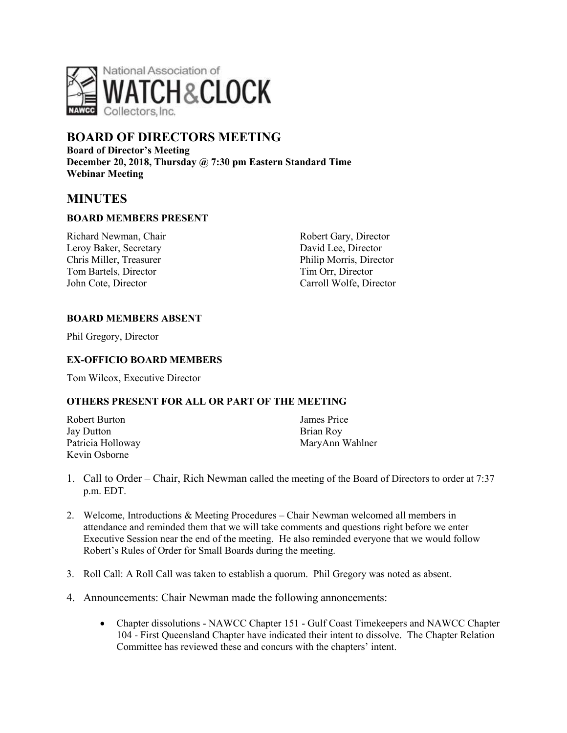# BOARD OF DIRECTORS MEETING

**Board of Director's Meeting**
**December 20, 2018, Thursday @ 7:30 pm Eastern Standard Time**
**Webinar Meeting**

# MINUTES

### BOARD MEMBERS PRESENT

Richard Newman, Chair
Leroy Baker, Secretary
Chris Miller, Treasurer
Tom Bartels, Director
John Cote, Director
Robert Gary, Director
David Lee, Director
Philip Morris, Director
Tim Orr, Director
Carroll Wolfe, Director

### BOARD MEMBERS ABSENT

Phil Gregory, Director

### EX-OFFICIO BOARD MEMBERS

Tom Wilcox, Executive Director

### OTHERS PRESENT FOR ALL OR PART OF THE MEETING

Robert Burton
Jay Dutton
Patricia Holloway
Kevin Osborne
James Price
Brian Roy
MaryAnn Wahlner

1. Call to Order – Chair, Rich Newman called the meeting of the Board of Directors to order at 7:37 p.m. EDT.

2. Welcome, Introductions & Meeting Procedures – Chair Newman welcomed all members in attendance and reminded them that we will take comments and questions right before we enter Executive Session near the end of the meeting. He also reminded everyone that we would follow Robert's Rules of Order for Small Boards during the meeting.

3. Roll Call: A Roll Call was taken to establish a quorum. Phil Gregory was noted as absent.

4. Announcements: Chair Newman made the following annoncements:

    - Chapter dissolutions - NAWCC Chapter 151 - Gulf Coast Timekeepers and NAWCC Chapter 104 - First Queensland Chapter have indicated their intent to dissolve. The Chapter Relation Committee has reviewed these and concurs with the chapters' intent.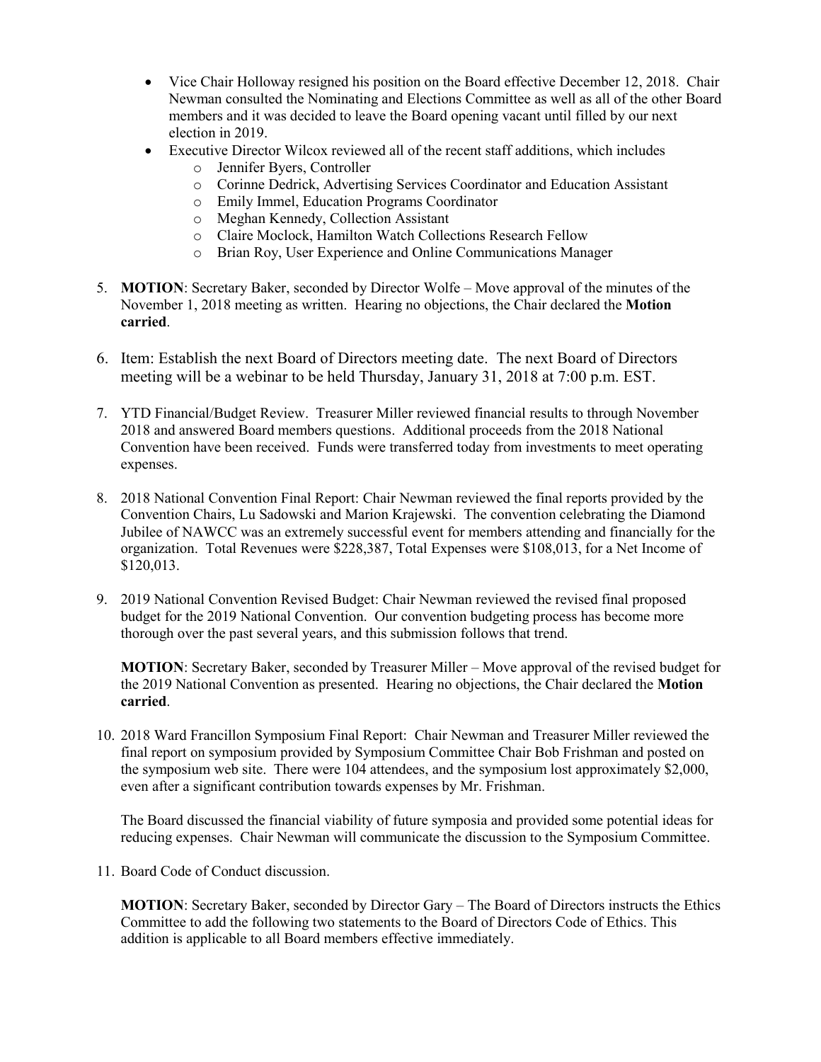- Vice Chair Holloway resigned his position on the Board effective December 12, 2018. Chair Newman consulted the Nominating and Elections Committee as well as all of the other Board members and it was decided to leave the Board opening vacant until filled by our next election in 2019.
- Executive Director Wilcox reviewed all of the recent staff additions, which includes
  - Jennifer Byers, Controller
  - Corinne Dedrick, Advertising Services Coordinator and Education Assistant
  - Emily Immel, Education Programs Coordinator
  - Meghan Kennedy, Collection Assistant
  - Claire Moclock, Hamilton Watch Collections Research Fellow
  - Brian Roy, User Experience and Online Communications Manager

5. **MOTION**: Secretary Baker, seconded by Director Wolfe – Move approval of the minutes of the November 1, 2018 meeting as written. Hearing no objections, the Chair declared the **Motion carried**.

6. Item: Establish the next Board of Directors meeting date. The next Board of Directors meeting will be a webinar to be held Thursday, January 31, 2018 at 7:00 p.m. EST.

7. YTD Financial/Budget Review. Treasurer Miller reviewed financial results to through November 2018 and answered Board members questions. Additional proceeds from the 2018 National Convention have been received. Funds were transferred today from investments to meet operating expenses.

8. 2018 National Convention Final Report: Chair Newman reviewed the final reports provided by the Convention Chairs, Lu Sadowski and Marion Krajewski. The convention celebrating the Diamond Jubilee of NAWCC was an extremely successful event for members attending and financially for the organization. Total Revenues were $228,387, Total Expenses were $108,013, for a Net Income of $120,013.

9. 2019 National Convention Revised Budget: Chair Newman reviewed the revised final proposed budget for the 2019 National Convention. Our convention budgeting process has become more thorough over the past several years, and this submission follows that trend.

   **MOTION**: Secretary Baker, seconded by Treasurer Miller – Move approval of the revised budget for the 2019 National Convention as presented. Hearing no objections, the Chair declared the **Motion carried**.

10. 2018 Ward Francillon Symposium Final Report: Chair Newman and Treasurer Miller reviewed the final report on symposium provided by Symposium Committee Chair Bob Frishman and posted on the symposium web site. There were 104 attendees, and the symposium lost approximately $2,000, even after a significant contribution towards expenses by Mr. Frishman.

    The Board discussed the financial viability of future symposia and provided some potential ideas for reducing expenses. Chair Newman will communicate the discussion to the Symposium Committee.

11. Board Code of Conduct discussion.

    **MOTION**: Secretary Baker, seconded by Director Gary – The Board of Directors instructs the Ethics Committee to add the following two statements to the Board of Directors Code of Ethics. This addition is applicable to all Board members effective immediately.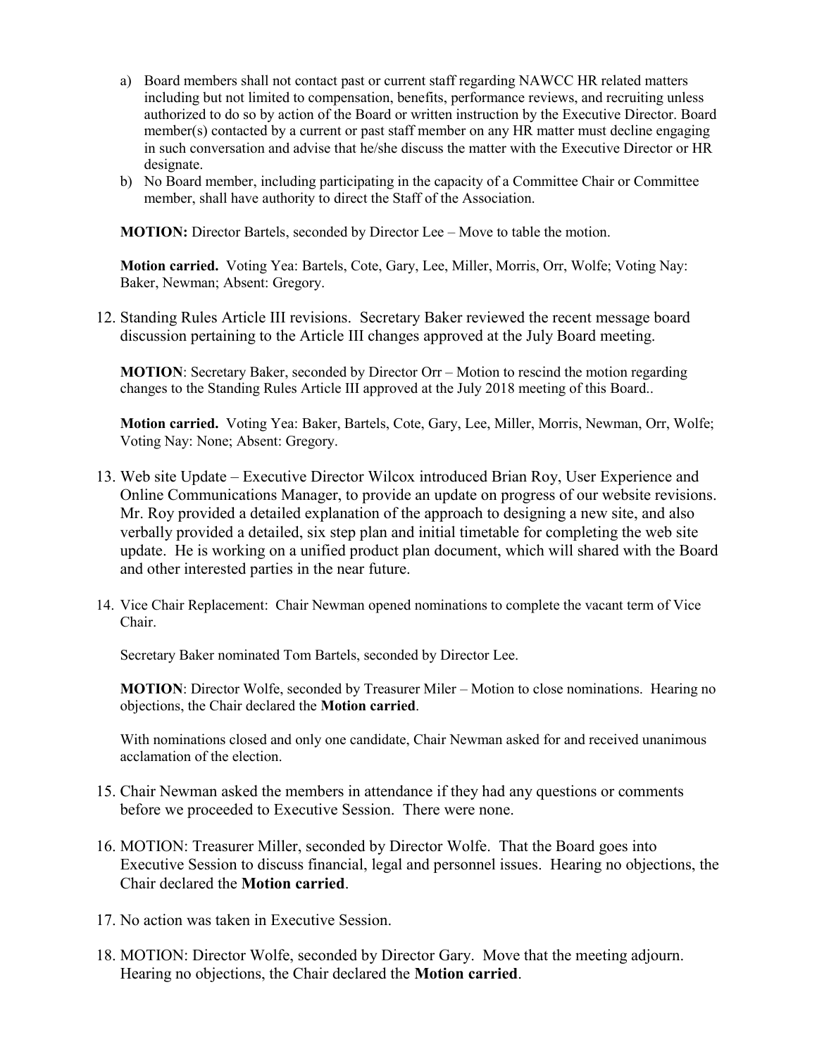a) Board members shall not contact past or current staff regarding NAWCC HR related matters including but not limited to compensation, benefits, performance reviews, and recruiting unless authorized to do so by action of the Board or written instruction by the Executive Director. Board member(s) contacted by a current or past staff member on any HR matter must decline engaging in such conversation and advise that he/she discuss the matter with the Executive Director or HR designate.

b) No Board member, including participating in the capacity of a Committee Chair or Committee member, shall have authority to direct the Staff of the Association.

**MOTION:** Director Bartels, seconded by Director Lee – Move to table the motion.

**Motion carried.** Voting Yea: Bartels, Cote, Gary, Lee, Miller, Morris, Orr, Wolfe; Voting Nay: Baker, Newman; Absent: Gregory.

12. Standing Rules Article III revisions. Secretary Baker reviewed the recent message board discussion pertaining to the Article III changes approved at the July Board meeting.

    **MOTION**: Secretary Baker, seconded by Director Orr – Motion to rescind the motion regarding changes to the Standing Rules Article III approved at the July 2018 meeting of this Board..

    **Motion carried.** Voting Yea: Baker, Bartels, Cote, Gary, Lee, Miller, Morris, Newman, Orr, Wolfe; Voting Nay: None; Absent: Gregory.

13. Web site Update – Executive Director Wilcox introduced Brian Roy, User Experience and Online Communications Manager, to provide an update on progress of our website revisions. Mr. Roy provided a detailed explanation of the approach to designing a new site, and also verbally provided a detailed, six step plan and initial timetable for completing the web site update. He is working on a unified product plan document, which will shared with the Board and other interested parties in the near future.

14. Vice Chair Replacement: Chair Newman opened nominations to complete the vacant term of Vice Chair.

    Secretary Baker nominated Tom Bartels, seconded by Director Lee.

    **MOTION**: Director Wolfe, seconded by Treasurer Miler – Motion to close nominations. Hearing no objections, the Chair declared the **Motion carried**.

    With nominations closed and only one candidate, Chair Newman asked for and received unanimous acclamation of the election.

15. Chair Newman asked the members in attendance if they had any questions or comments before we proceeded to Executive Session. There were none.

16. MOTION: Treasurer Miller, seconded by Director Wolfe. That the Board goes into Executive Session to discuss financial, legal and personnel issues. Hearing no objections, the Chair declared the **Motion carried**.

17. No action was taken in Executive Session.

18. MOTION: Director Wolfe, seconded by Director Gary. Move that the meeting adjourn. Hearing no objections, the Chair declared the **Motion carried**.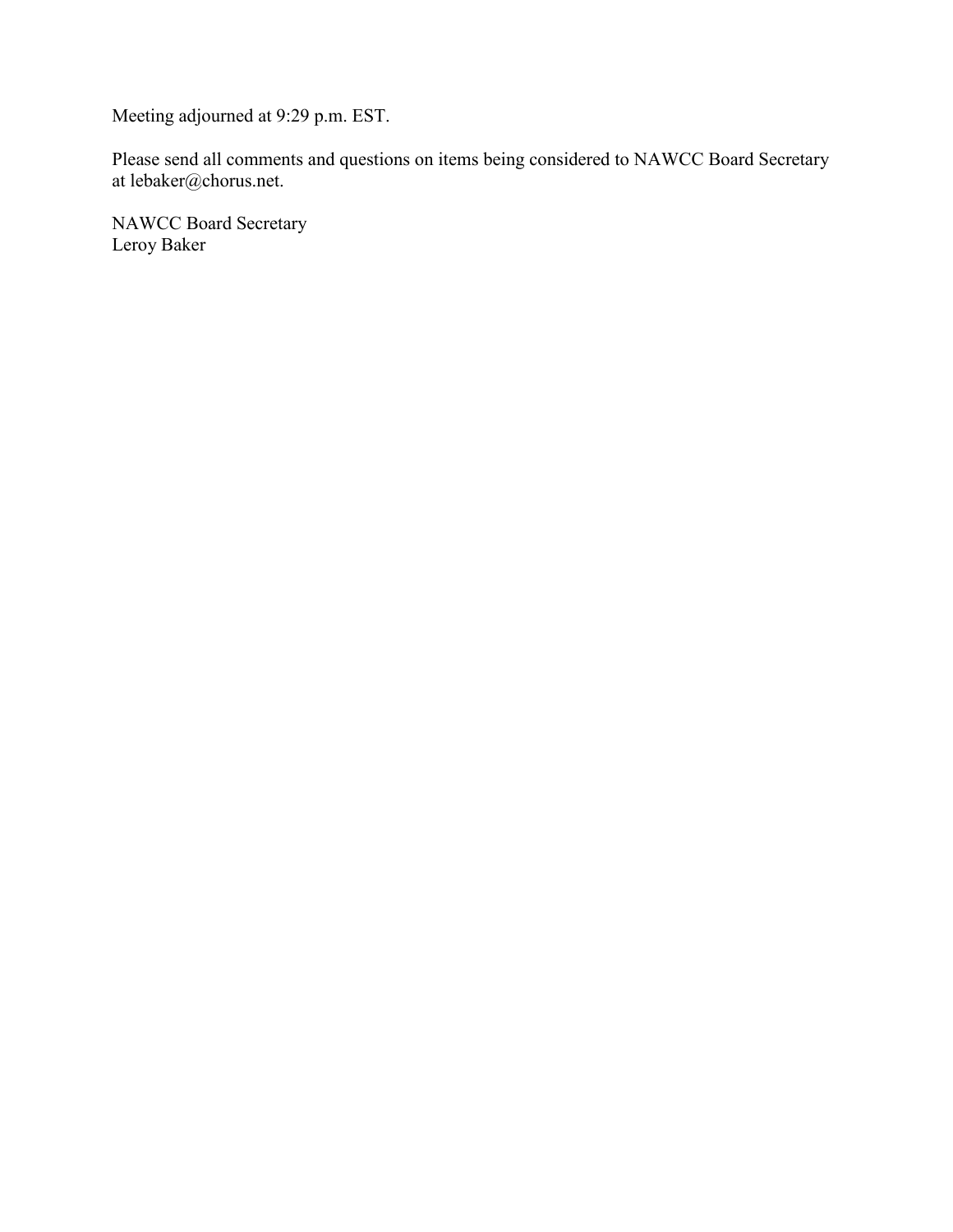Meeting adjourned at 9:29 p.m. EST.

Please send all comments and questions on items being considered to NAWCC Board Secretary at lebaker@chorus.net.

NAWCC Board Secretary
Leroy Baker